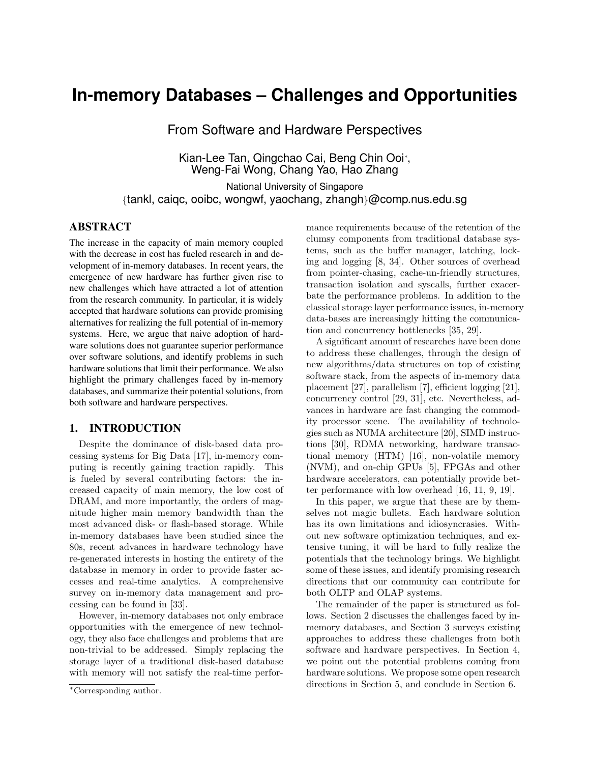# In-memory Databases – Challenges and Opportunities

## From Software and Hardware Perspectives

Kian-Lee Tan, Qingchao Cai, Beng Chin Ooi*, Weng-Fai Wong, Chang Yao, Hao Zhang

National University of Singapore
{tankl, caiqc, ooibc, wongwf, yaochang, zhangh}@comp.nus.edu.sg

## ABSTRACT

The increase in the capacity of main memory coupled with the decrease in cost has fueled research in and development of in-memory databases. In recent years, the emergence of new hardware has further given rise to new challenges which have attracted a lot of attention from the research community. In particular, it is widely accepted that hardware solutions can provide promising alternatives for realizing the full potential of in-memory systems. Here, we argue that naive adoption of hardware solutions does not guarantee superior performance over software solutions, and identify problems in such hardware solutions that limit their performance. We also highlight the primary challenges faced by in-memory databases, and summarize their potential solutions, from both software and hardware perspectives.

## 1. INTRODUCTION

Despite the dominance of disk-based data processing systems for Big Data [17], in-memory computing is recently gaining traction rapidly. This is fueled by several contributing factors: the increased capacity of main memory, the low cost of DRAM, and more importantly, the orders of magnitude higher main memory bandwidth than the most advanced disk- or flash-based storage. While in-memory databases have been studied since the 80s, recent advances in hardware technology have re-generated interests in hosting the entirety of the database in memory in order to provide faster accesses and real-time analytics. A comprehensive survey on in-memory data management and processing can be found in [33].

However, in-memory databases not only embrace opportunities with the emergence of new technology, they also face challenges and problems that are non-trivial to be addressed. Simply replacing the storage layer of a traditional disk-based database with memory will not satisfy the real-time performance requirements because of the retention of the clumsy components from traditional database systems, such as the buffer manager, latching, locking and logging [8, 34]. Other sources of overhead from pointer-chasing, cache-un-friendly structures, transaction isolation and syscalls, further exacerbate the performance problems. In addition to the classical storage layer performance issues, in-memory data-bases are increasingly hitting the communication and concurrency bottlenecks [35, 29].

A significant amount of researches have been done to address these challenges, through the design of new algorithms/data structures on top of existing software stack, from the aspects of in-memory data placement [27], parallelism [7], efficient logging [21], concurrency control [29, 31], etc. Nevertheless, advances in hardware are fast changing the commodity processor scene. The availability of technologies such as NUMA architecture [20], SIMD instructions [30], RDMA networking, hardware transactional memory (HTM) [16], non-volatile memory (NVM), and on-chip GPUs [5], FPGAs and other hardware accelerators, can potentially provide better performance with low overhead [16, 11, 9, 19].

In this paper, we argue that these are by themselves not magic bullets. Each hardware solution has its own limitations and idiosyncrasies. Without new software optimization techniques, and extensive tuning, it will be hard to fully realize the potentials that the technology brings. We highlight some of these issues, and identify promising research directions that our community can contribute for both OLTP and OLAP systems.

The remainder of the paper is structured as follows. Section 2 discusses the challenges faced by in-memory databases, and Section 3 surveys existing approaches to address these challenges from both software and hardware perspectives. In Section 4, we point out the potential problems coming from hardware solutions. We propose some open research directions in Section 5, and conclude in Section 6.

*Corresponding author.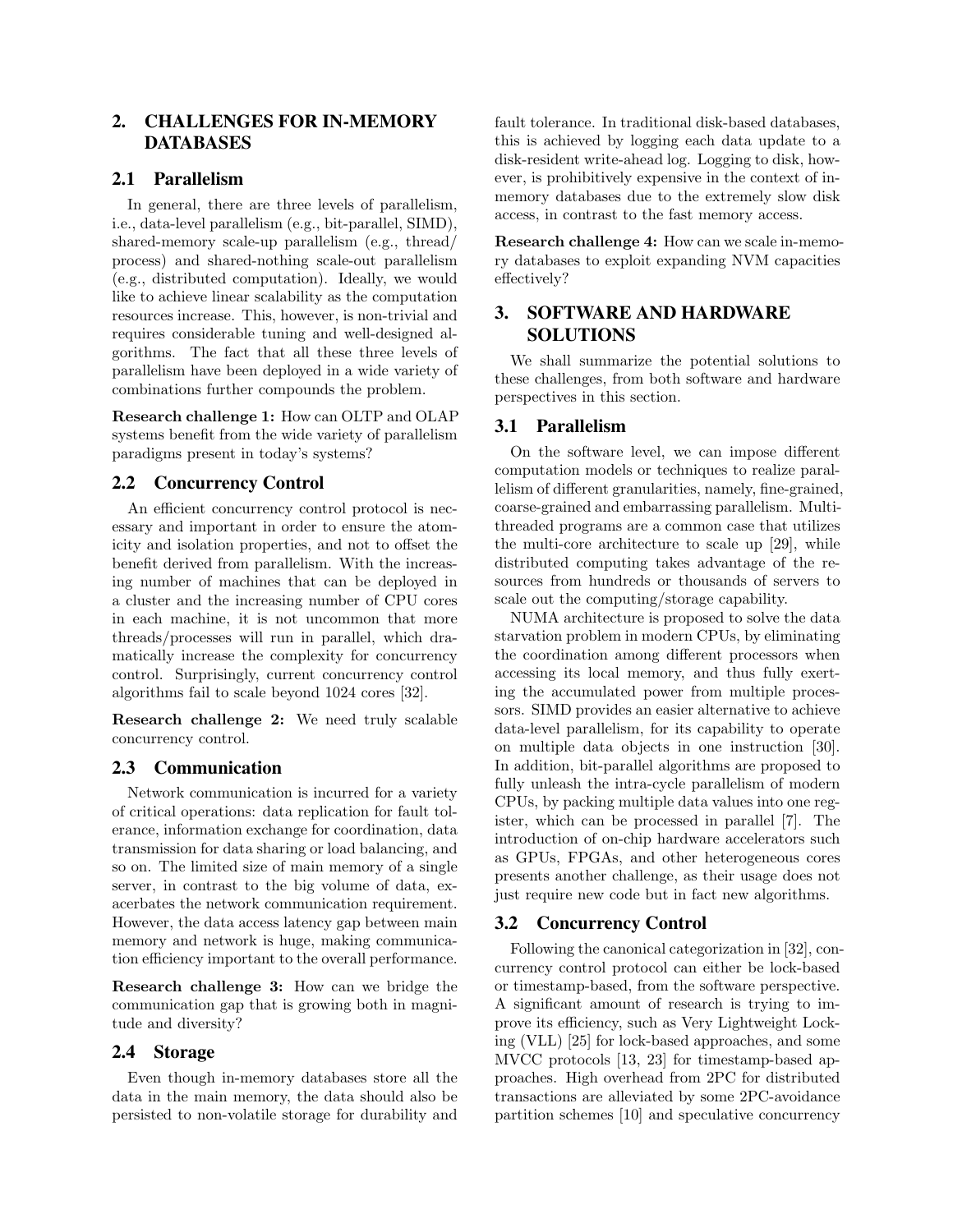## 2. CHALLENGES FOR IN-MEMORY DATABASES

### 2.1 Parallelism

In general, there are three levels of parallelism, i.e., data-level parallelism (e.g., bit-parallel, SIMD), shared-memory scale-up parallelism (e.g., thread/process) and shared-nothing scale-out parallelism (e.g., distributed computation). Ideally, we would like to achieve linear scalability as the computation resources increase. This, however, is non-trivial and requires considerable tuning and well-designed algorithms. The fact that all these three levels of parallelism have been deployed in a wide variety of combinations further compounds the problem.

**Research challenge 1:** How can OLTP and OLAP systems benefit from the wide variety of parallelism paradigms present in today's systems?

### 2.2 Concurrency Control

An efficient concurrency control protocol is necessary and important in order to ensure the atomicity and isolation properties, and not to offset the benefit derived from parallelism. With the increasing number of machines that can be deployed in a cluster and the increasing number of CPU cores in each machine, it is not uncommon that more threads/processes will run in parallel, which dramatically increase the complexity for concurrency control. Surprisingly, current concurrency control algorithms fail to scale beyond 1024 cores [32].

**Research challenge 2:** We need truly scalable concurrency control.

### 2.3 Communication

Network communication is incurred for a variety of critical operations: data replication for fault tolerance, information exchange for coordination, data transmission for data sharing or load balancing, and so on. The limited size of main memory of a single server, in contrast to the big volume of data, exacerbates the network communication requirement. However, the data access latency gap between main memory and network is huge, making communication efficiency important to the overall performance.

**Research challenge 3:** How can we bridge the communication gap that is growing both in magnitude and diversity?

### 2.4 Storage

Even though in-memory databases store all the data in the main memory, the data should also be persisted to non-volatile storage for durability and fault tolerance. In traditional disk-based databases, this is achieved by logging each data update to a disk-resident write-ahead log. Logging to disk, however, is prohibitively expensive in the context of in-memory databases due to the extremely slow disk access, in contrast to the fast memory access.

**Research challenge 4:** How can we scale in-memory databases to exploit expanding NVM capacities effectively?

## 3. SOFTWARE AND HARDWARE SOLUTIONS

We shall summarize the potential solutions to these challenges, from both software and hardware perspectives in this section.

### 3.1 Parallelism

On the software level, we can impose different computation models or techniques to realize parallelism of different granularities, namely, fine-grained, coarse-grained and embarrassing parallelism. Multi-threaded programs are a common case that utilizes the multi-core architecture to scale up [29], while distributed computing takes advantage of the resources from hundreds or thousands of servers to scale out the computing/storage capability.

NUMA architecture is proposed to solve the data starvation problem in modern CPUs, by eliminating the coordination among different processors when accessing its local memory, and thus fully exerting the accumulated power from multiple processors. SIMD provides an easier alternative to achieve data-level parallelism, for its capability to operate on multiple data objects in one instruction [30]. In addition, bit-parallel algorithms are proposed to fully unleash the intra-cycle parallelism of modern CPUs, by packing multiple data values into one register, which can be processed in parallel [7]. The introduction of on-chip hardware accelerators such as GPUs, FPGAs, and other heterogeneous cores presents another challenge, as their usage does not just require new code but in fact new algorithms.

### 3.2 Concurrency Control

Following the canonical categorization in [32], concurrency control protocol can either be lock-based or timestamp-based, from the software perspective. A significant amount of research is trying to improve its efficiency, such as Very Lightweight Locking (VLL) [25] for lock-based approaches, and some MVCC protocols [13, 23] for timestamp-based approaches. High overhead from 2PC for distributed transactions are alleviated by some 2PC-avoidance partition schemes [10] and speculative concurrency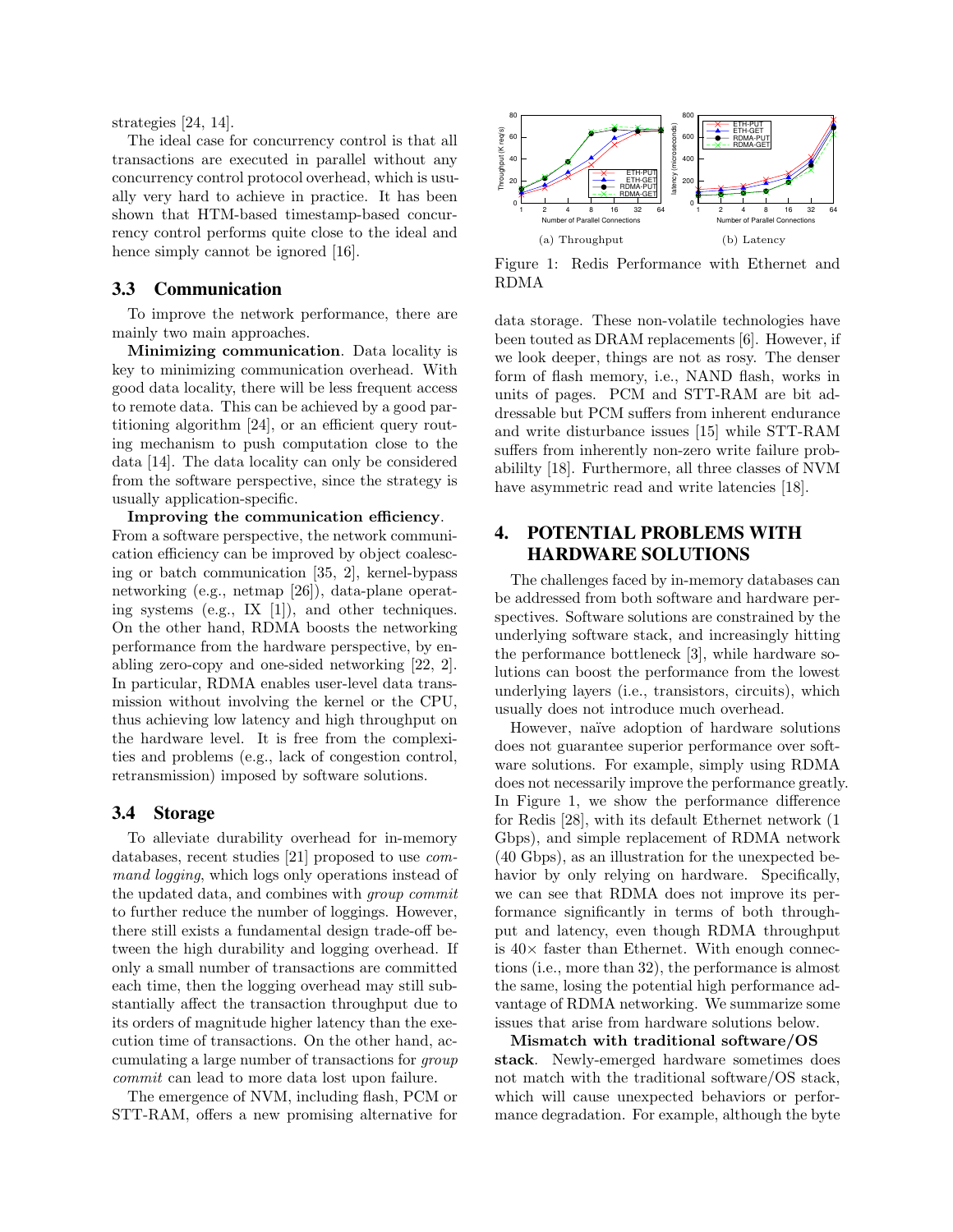strategies [24, 14].

The ideal case for concurrency control is that all transactions are executed in parallel without any concurrency control protocol overhead, which is usually very hard to achieve in practice. It has been shown that HTM-based timestamp-based concurrency control performs quite close to the ideal and hence simply cannot be ignored [16].

### 3.3 Communication

To improve the network performance, there are mainly two main approaches.

**Minimizing communication**. Data locality is key to minimizing communication overhead. With good data locality, there will be less frequent access to remote data. This can be achieved by a good partitioning algorithm [24], or an efficient query routing mechanism to push computation close to the data [14]. The data locality can only be considered from the software perspective, since the strategy is usually application-specific.

**Improving the communication efficiency**. From a software perspective, the network communication efficiency can be improved by object coalescing or batch communication [35, 2], kernel-bypass networking (e.g., netmap [26]), data-plane operating systems (e.g., IX [1]), and other techniques. On the other hand, RDMA boosts the networking performance from the hardware perspective, by enabling zero-copy and one-sided networking [22, 2]. In particular, RDMA enables user-level data transmission without involving the kernel or the CPU, thus achieving low latency and high throughput on the hardware level. It is free from the complexities and problems (e.g., lack of congestion control, retransmission) imposed by software solutions.

### 3.4 Storage

To alleviate durability overhead for in-memory databases, recent studies [21] proposed to use *command logging*, which logs only operations instead of the updated data, and combines with *group commit* to further reduce the number of loggings. However, there still exists a fundamental design trade-off between the high durability and logging overhead. If only a small number of transactions are committed each time, then the logging overhead may still substantially affect the transaction throughput due to its orders of magnitude higher latency than the execution time of transactions. On the other hand, accumulating a large number of transactions for *group commit* can lead to more data lost upon failure.

The emergence of NVM, including flash, PCM or STT-RAM, offers a new promising alternative for data storage. These non-volatile technologies have been touted as DRAM replacements [6]. However, if we look deeper, things are not as rosy. The denser form of flash memory, i.e., NAND flash, works in units of pages. PCM and STT-RAM are bit addressable but PCM suffers from inherent endurance and write disturbance issues [15] while STT-RAM suffers from inherently non-zero write failure probabililty [18]. Furthermore, all three classes of NVM have asymmetric read and write latencies [18].

(a) Throughput (b) Latency

Figure 1: Redis Performance with Ethernet and RDMA

## 4. POTENTIAL PROBLEMS WITH HARDWARE SOLUTIONS

The challenges faced by in-memory databases can be addressed from both software and hardware perspectives. Software solutions are constrained by the underlying software stack, and increasingly hitting the performance bottleneck [3], while hardware solutions can boost the performance from the lowest underlying layers (i.e., transistors, circuits), which usually does not introduce much overhead.

However, naïve adoption of hardware solutions does not guarantee superior performance over software solutions. For example, simply using RDMA does not necessarily improve the performance greatly. In Figure 1, we show the performance difference for Redis [28], with its default Ethernet network (1 Gbps), and simple replacement of RDMA network (40 Gbps), as an illustration for the unexpected behavior by only relying on hardware. Specifically, we can see that RDMA does not improve its performance significantly in terms of both throughput and latency, even though RDMA throughput is 40× faster than Ethernet. With enough connections (i.e., more than 32), the performance is almost the same, losing the potential high performance advantage of RDMA networking. We summarize some issues that arise from hardware solutions below.

**Mismatch with traditional software/OS stack**. Newly-emerged hardware sometimes does not match with the traditional software/OS stack, which will cause unexpected behaviors or performance degradation. For example, although the byte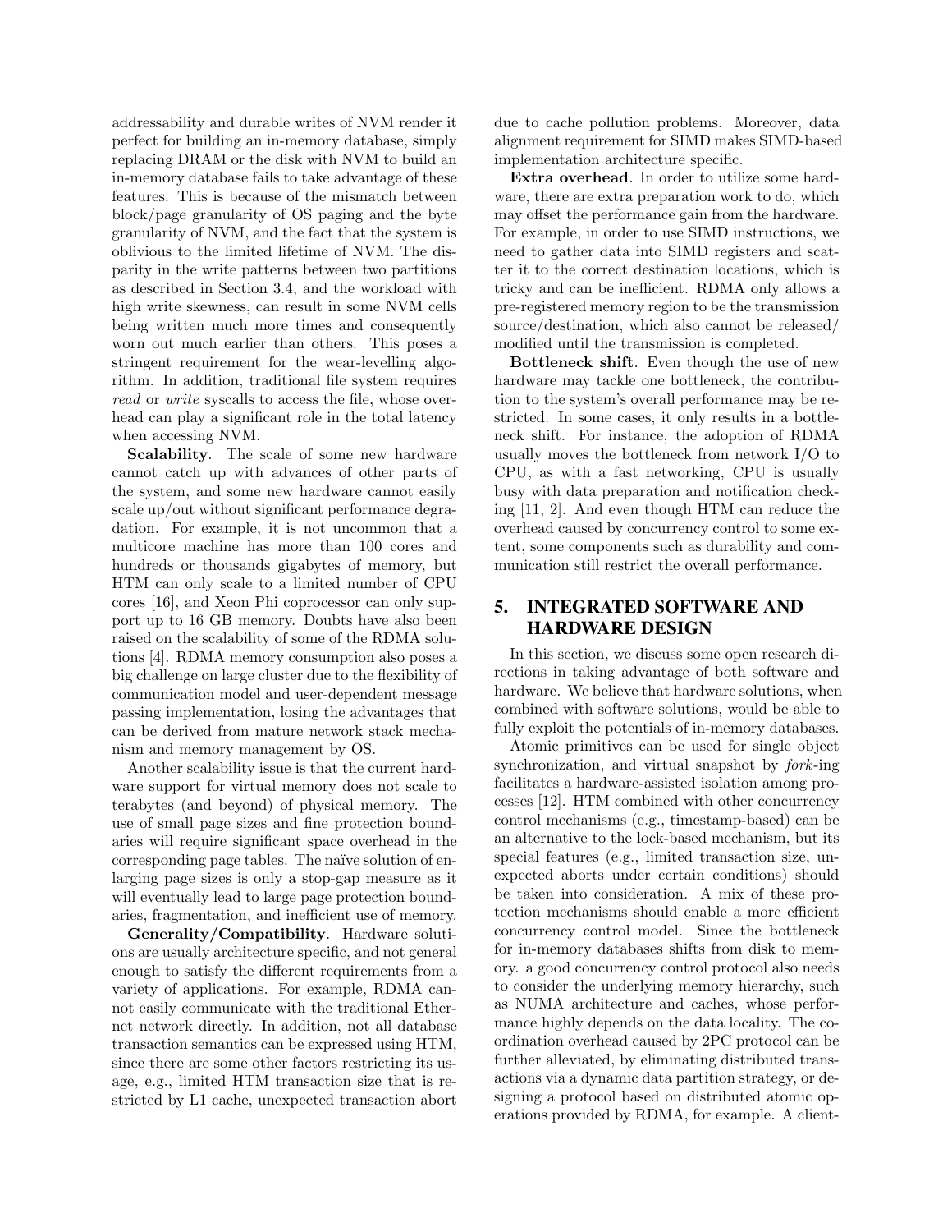addressability and durable writes of NVM render it perfect for building an in-memory database, simply replacing DRAM or the disk with NVM to build an in-memory database fails to take advantage of these features. This is because of the mismatch between block/page granularity of OS paging and the byte granularity of NVM, and the fact that the system is oblivious to the limited lifetime of NVM. The disparity in the write patterns between two partitions as described in Section 3.4, and the workload with high write skewness, can result in some NVM cells being written much more times and consequently worn out much earlier than others. This poses a stringent requirement for the wear-levelling algorithm. In addition, traditional file system requires *read* or *write* syscalls to access the file, whose overhead can play a significant role in the total latency when accessing NVM.

**Scalability**. The scale of some new hardware cannot catch up with advances of other parts of the system, and some new hardware cannot easily scale up/out without significant performance degradation. For example, it is not uncommon that a multicore machine has more than 100 cores and hundreds or thousands gigabytes of memory, but HTM can only scale to a limited number of CPU cores [16], and Xeon Phi coprocessor can only support up to 16 GB memory. Doubts have also been raised on the scalability of some of the RDMA solutions [4]. RDMA memory consumption also poses a big challenge on large cluster due to the flexibility of communication model and user-dependent message passing implementation, losing the advantages that can be derived from mature network stack mechanism and memory management by OS.

Another scalability issue is that the current hardware support for virtual memory does not scale to terabytes (and beyond) of physical memory. The use of small page sizes and fine protection boundaries will require significant space overhead in the corresponding page tables. The naïve solution of enlarging page sizes is only a stop-gap measure as it will eventually lead to large page protection boundaries, fragmentation, and inefficient use of memory.

**Generality/Compatibility**. Hardware solutions are usually architecture specific, and not general enough to satisfy the different requirements from a variety of applications. For example, RDMA cannot easily communicate with the traditional Ethernet network directly. In addition, not all database transaction semantics can be expressed using HTM, since there are some other factors restricting its usage, e.g., limited HTM transaction size that is restricted by L1 cache, unexpected transaction abort due to cache pollution problems. Moreover, data alignment requirement for SIMD makes SIMD-based implementation architecture specific.

**Extra overhead**. In order to utilize some hardware, there are extra preparation work to do, which may offset the performance gain from the hardware. For example, in order to use SIMD instructions, we need to gather data into SIMD registers and scatter it to the correct destination locations, which is tricky and can be inefficient. RDMA only allows a pre-registered memory region to be the transmission source/destination, which also cannot be released/modified until the transmission is completed.

**Bottleneck shift**. Even though the use of new hardware may tackle one bottleneck, the contribution to the system's overall performance may be restricted. In some cases, it only results in a bottleneck shift. For instance, the adoption of RDMA usually moves the bottleneck from network I/O to CPU, as with a fast networking, CPU is usually busy with data preparation and notification checking [11, 2]. And even though HTM can reduce the overhead caused by concurrency control to some extent, some components such as durability and communication still restrict the overall performance.

## 5. INTEGRATED SOFTWARE AND HARDWARE DESIGN

In this section, we discuss some open research directions in taking advantage of both software and hardware. We believe that hardware solutions, when combined with software solutions, would be able to fully exploit the potentials of in-memory databases.

Atomic primitives can be used for single object synchronization, and virtual snapshot by *fork*-ing facilitates a hardware-assisted isolation among processes [12]. HTM combined with other concurrency control mechanisms (e.g., timestamp-based) can be an alternative to the lock-based mechanism, but its special features (e.g., limited transaction size, unexpected aborts under certain conditions) should be taken into consideration. A mix of these protection mechanisms should enable a more efficient concurrency control model. Since the bottleneck for in-memory databases shifts from disk to memory. a good concurrency control protocol also needs to consider the underlying memory hierarchy, such as NUMA architecture and caches, whose performance highly depends on the data locality. The coordination overhead caused by 2PC protocol can be further alleviated, by eliminating distributed transactions via a dynamic data partition strategy, or designing a protocol based on distributed atomic operations provided by RDMA, for example. A client-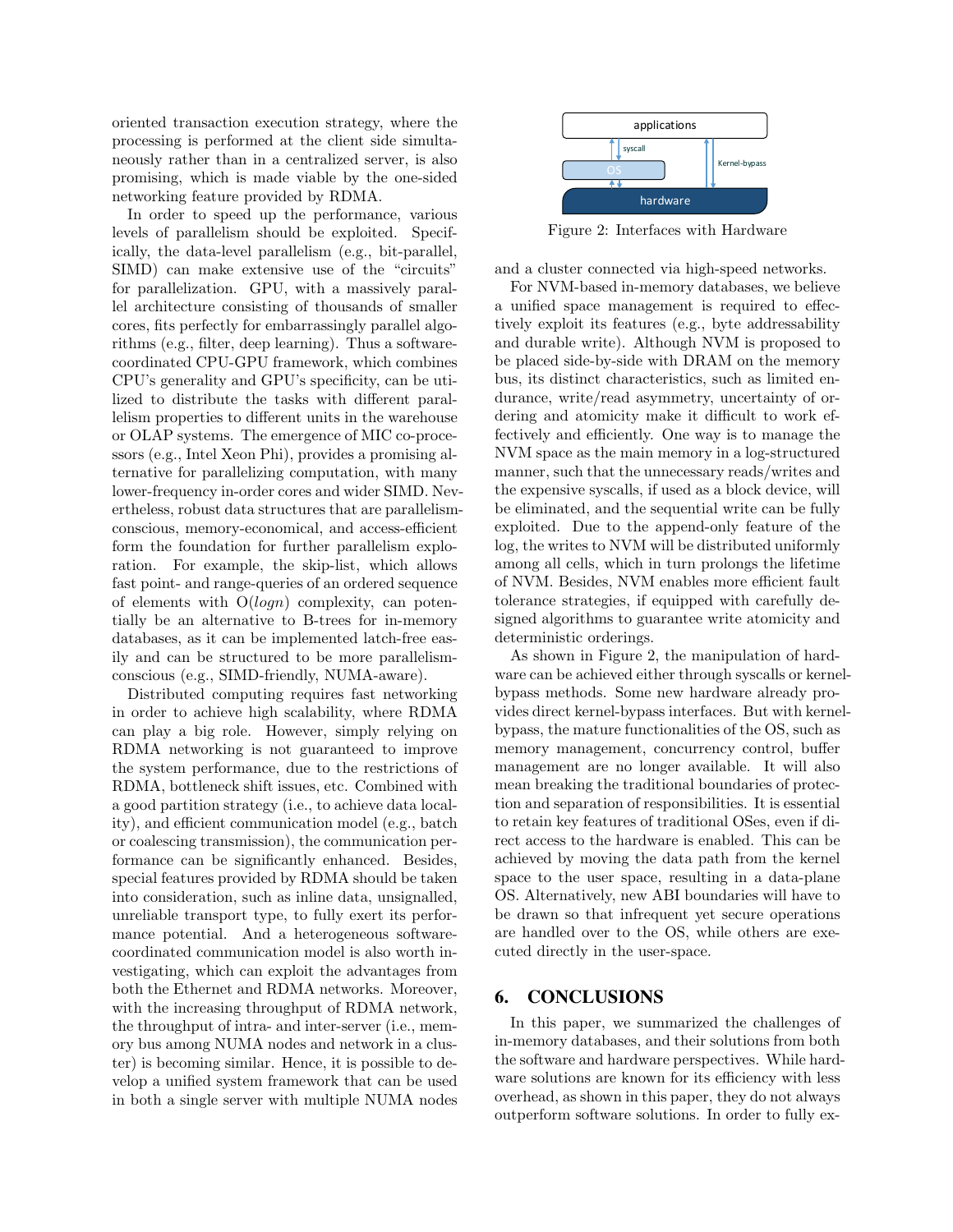oriented transaction execution strategy, where the processing is performed at the client side simultaneously rather than in a centralized server, is also promising, which is made viable by the one-sided networking feature provided by RDMA.

In order to speed up the performance, various levels of parallelism should be exploited. Specifically, the data-level parallelism (e.g., bit-parallel, SIMD) can make extensive use of the "circuits" for parallelization. GPU, with a massively parallel architecture consisting of thousands of smaller cores, fits perfectly for embarrassingly parallel algorithms (e.g., filter, deep learning). Thus a software-coordinated CPU-GPU framework, which combines CPU's generality and GPU's specificity, can be utilized to distribute the tasks with different parallelism properties to different units in the warehouse or OLAP systems. The emergence of MIC co-processors (e.g., Intel Xeon Phi), provides a promising alternative for parallelizing computation, with many lower-frequency in-order cores and wider SIMD. Nevertheless, robust data structures that are parallelism-conscious, memory-economical, and access-efficient form the foundation for further parallelism exploration. For example, the skip-list, which allows fast point- and range-queries of an ordered sequence of elements with $O(logn)$ complexity, can potentially be an alternative to B-trees for in-memory databases, as it can be implemented latch-free easily and can be structured to be more parallelism-conscious (e.g., SIMD-friendly, NUMA-aware).

Distributed computing requires fast networking in order to achieve high scalability, where RDMA can play a big role. However, simply relying on RDMA networking is not guaranteed to improve the system performance, due to the restrictions of RDMA, bottleneck shift issues, etc. Combined with a good partition strategy (i.e., to achieve data locality), and efficient communication model (e.g., batch or coalescing transmission), the communication performance can be significantly enhanced. Besides, special features provided by RDMA should be taken into consideration, such as inline data, unsignalled, unreliable transport type, to fully exert its performance potential. And a heterogeneous software-coordinated communication model is also worth investigating, which can exploit the advantages from both the Ethernet and RDMA networks. Moreover, with the increasing throughput of RDMA network, the throughput of intra- and inter-server (i.e., memory bus among NUMA nodes and network in a cluster) is becoming similar. Hence, it is possible to develop a unified system framework that can be used in both a single server with multiple NUMA nodes and a cluster connected via high-speed networks.

Figure 2: Interfaces with Hardware

For NVM-based in-memory databases, we believe a unified space management is required to effectively exploit its features (e.g., byte addressability and durable write). Although NVM is proposed to be placed side-by-side with DRAM on the memory bus, its distinct characteristics, such as limited endurance, write/read asymmetry, uncertainty of ordering and atomicity make it difficult to work effectively and efficiently. One way is to manage the NVM space as the main memory in a log-structured manner, such that the unnecessary reads/writes and the expensive syscalls, if used as a block device, will be eliminated, and the sequential write can be fully exploited. Due to the append-only feature of the log, the writes to NVM will be distributed uniformly among all cells, which in turn prolongs the lifetime of NVM. Besides, NVM enables more efficient fault tolerance strategies, if equipped with carefully designed algorithms to guarantee write atomicity and deterministic orderings.

As shown in Figure 2, the manipulation of hardware can be achieved either through syscalls or kernel-bypass methods. Some new hardware already provides direct kernel-bypass interfaces. But with kernel-bypass, the mature functionalities of the OS, such as memory management, concurrency control, buffer management are no longer available. It will also mean breaking the traditional boundaries of protection and separation of responsibilities. It is essential to retain key features of traditional OSes, even if direct access to the hardware is enabled. This can be achieved by moving the data path from the kernel space to the user space, resulting in a data-plane OS. Alternatively, new ABI boundaries will have to be drawn so that infrequent yet secure operations are handled over to the OS, while others are executed directly in the user-space.

## 6. CONCLUSIONS

In this paper, we summarized the challenges of in-memory databases, and their solutions from both the software and hardware perspectives. While hardware solutions are known for its efficiency with less overhead, as shown in this paper, they do not always outperform software solutions. In order to fully ex-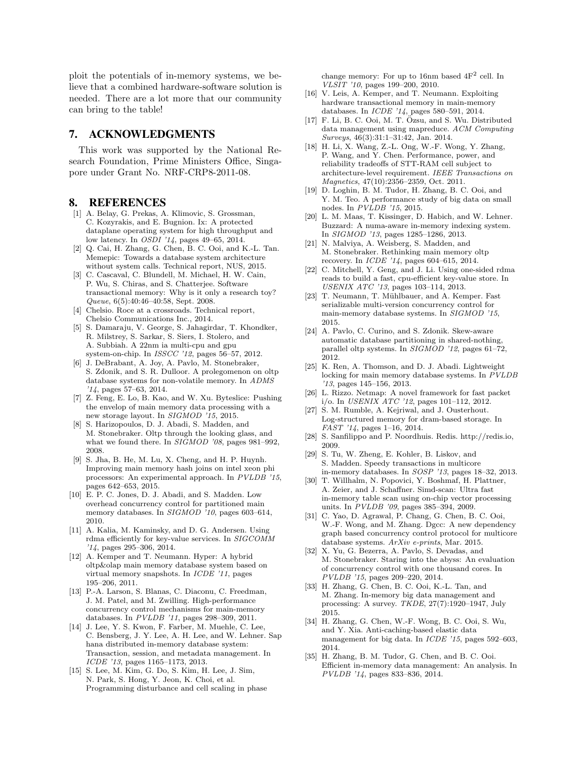ploit the potentials of in-memory systems, we believe that a combined hardware-software solution is needed. There are a lot more that our community can bring to the table!

## 7. ACKNOWLEDGMENTS

This work was supported by the National Research Foundation, Prime Ministers Office, Singapore under Grant No. NRF-CRP8-2011-08.

## 8. REFERENCES

[1] A. Belay, G. Prekas, A. Klimovic, S. Grossman, C. Kozyrakis, and E. Bugnion. Ix: A protected dataplane operating system for high throughput and low latency. In *OSDI '14*, pages 49–65, 2014.

[2] Q. Cai, H. Zhang, G. Chen, B. C. Ooi, and K.-L. Tan. Memepic: Towards a database system architecture without system calls. Technical report, NUS, 2015.

[3] C. Cascaval, C. Blundell, M. Michael, H. W. Cain, P. Wu, S. Chiras, and S. Chatterjee. Software transactional memory: Why is it only a research toy? *Queue*, 6(5):40:46–40:58, Sept. 2008.

[4] Chelsio. Roce at a crossroads. Technical report, Chelsio Communications Inc., 2014.

[5] S. Damaraju, V. George, S. Jahagirdar, T. Khondker, R. Milstrey, S. Sarkar, S. Siers, I. Stolero, and A. Subbiah. A 22nm ia multi-cpu and gpu system-on-chip. In *ISSCC '12*, pages 56–57, 2012.

[6] J. DeBrabant, A. Joy, A. Pavlo, M. Stonebraker, S. Zdonik, and S. R. Dulloor. A prolegomenon on oltp database systems for non-volatile memory. In *ADMS '14*, pages 57–63, 2014.

[7] Z. Feng, E. Lo, B. Kao, and W. Xu. Byteslice: Pushing the envelop of main memory data processing with a new storage layout. In *SIGMOD '15*, 2015.

[8] S. Harizopoulos, D. J. Abadi, S. Madden, and M. Stonebraker. Oltp through the looking glass, and what we found there. In *SIGMOD '08*, pages 981–992, 2008.

[9] S. Jha, B. He, M. Lu, X. Cheng, and H. P. Huynh. Improving main memory hash joins on intel xeon phi processors: An experimental approach. In *PVLDB '15*, pages 642–653, 2015.

[10] E. P. C. Jones, D. J. Abadi, and S. Madden. Low overhead concurrency control for partitioned main memory databases. In *SIGMOD '10*, pages 603–614, 2010.

[11] A. Kalia, M. Kaminsky, and D. G. Andersen. Using rdma efficiently for key-value services. In *SIGCOMM '14*, pages 295–306, 2014.

[12] A. Kemper and T. Neumann. Hyper: A hybrid oltp&olap main memory database system based on virtual memory snapshots. In *ICDE '11*, pages 195–206, 2011.

[13] P.-A. Larson, S. Blanas, C. Diaconu, C. Freedman, J. M. Patel, and M. Zwilling. High-performance concurrency control mechanisms for main-memory databases. In *PVLDB '11*, pages 298–309, 2011.

[14] J. Lee, Y. S. Kwon, F. Farber, M. Muehle, C. Lee, C. Bensberg, J. Y. Lee, A. H. Lee, and W. Lehner. Sap hana distributed in-memory database system: Transaction, session, and metadata management. In *ICDE '13*, pages 1165–1173, 2013.

[15] S. Lee, M. Kim, G. Do, S. Kim, H. Lee, J. Sim, N. Park, S. Hong, Y. Jeon, K. Choi, et al. Programming disturbance and cell scaling in phase change memory: For up to 16nm based $4F^2$ cell. In *VLSIT '10*, pages 199–200, 2010.

[16] V. Leis, A. Kemper, and T. Neumann. Exploiting hardware transactional memory in main-memory databases. In *ICDE '14*, pages 580–591, 2014.

[17] F. Li, B. C. Ooi, M. T. Özsu, and S. Wu. Distributed data management using mapreduce. *ACM Computing Surveys*, 46(3):31:1–31:42, Jan. 2014.

[18] H. Li, X. Wang, Z.-L. Ong, W.-F. Wong, Y. Zhang, P. Wang, and Y. Chen. Performance, power, and reliability tradeoffs of STT-RAM cell subject to architecture-level requirement. *IEEE Transactions on Magnetics*, 47(10):2356–2359, Oct. 2011.

[19] D. Loghin, B. M. Tudor, H. Zhang, B. C. Ooi, and Y. M. Teo. A performance study of big data on small nodes. In *PVLDB '15*, 2015.

[20] L. M. Maas, T. Kissinger, D. Habich, and W. Lehner. Buzzard: A numa-aware in-memory indexing system. In *SIGMOD '13*, pages 1285–1286, 2013.

[21] N. Malviya, A. Weisberg, S. Madden, and M. Stonebraker. Rethinking main memory oltp recovery. In *ICDE '14*, pages 604–615, 2014.

[22] C. Mitchell, Y. Geng, and J. Li. Using one-sided rdma reads to build a fast, cpu-efficient key-value store. In *USENIX ATC '13*, pages 103–114, 2013.

[23] T. Neumann, T. Mühlbauer, and A. Kemper. Fast serializable multi-version concurrency control for main-memory database systems. In *SIGMOD '15*, 2015.

[24] A. Pavlo, C. Curino, and S. Zdonik. Skew-aware automatic database partitioning in shared-nothing, parallel oltp systems. In *SIGMOD '12*, pages 61–72, 2012.

[25] K. Ren, A. Thomson, and D. J. Abadi. Lightweight locking for main memory database systems. In *PVLDB '13*, pages 145–156, 2013.

[26] L. Rizzo. Netmap: A novel framework for fast packet i/o. In *USENIX ATC '12*, pages 101–112, 2012.

[27] S. M. Rumble, A. Kejriwal, and J. Ousterhout. Log-structured memory for dram-based storage. In *FAST '14*, pages 1–16, 2014.

[28] S. Sanfilippo and P. Noordhuis. Redis. http://redis.io, 2009.

[29] S. Tu, W. Zheng, E. Kohler, B. Liskov, and S. Madden. Speedy transactions in multicore in-memory databases. In *SOSP '13*, pages 18–32, 2013.

[30] T. Willhalm, N. Popovici, Y. Boshmaf, H. Plattner, A. Zeier, and J. Schaffner. Simd-scan: Ultra fast in-memory table scan using on-chip vector processing units. In *PVLDB '09*, pages 385–394, 2009.

[31] C. Yao, D. Agrawal, P. Chang, G. Chen, B. C. Ooi, W.-F. Wong, and M. Zhang. Dgcc: A new dependency graph based concurrency control protocol for multicore database systems. *ArXiv e-prints*, Mar. 2015.

[32] X. Yu, G. Bezerra, A. Pavlo, S. Devadas, and M. Stonebraker. Staring into the abyss: An evaluation of concurrency control with one thousand cores. In *PVLDB '15*, pages 209–220, 2014.

[33] H. Zhang, G. Chen, B. C. Ooi, K.-L. Tan, and M. Zhang. In-memory big data management and processing: A survey. *TKDE*, 27(7):1920–1947, July 2015.

[34] H. Zhang, G. Chen, W.-F. Wong, B. C. Ooi, S. Wu, and Y. Xia. Anti-caching-based elastic data management for big data. In *ICDE '15*, pages 592–603, 2014.

[35] H. Zhang, B. M. Tudor, G. Chen, and B. C. Ooi. Efficient in-memory data management: An analysis. In *PVLDB '14*, pages 833–836, 2014.